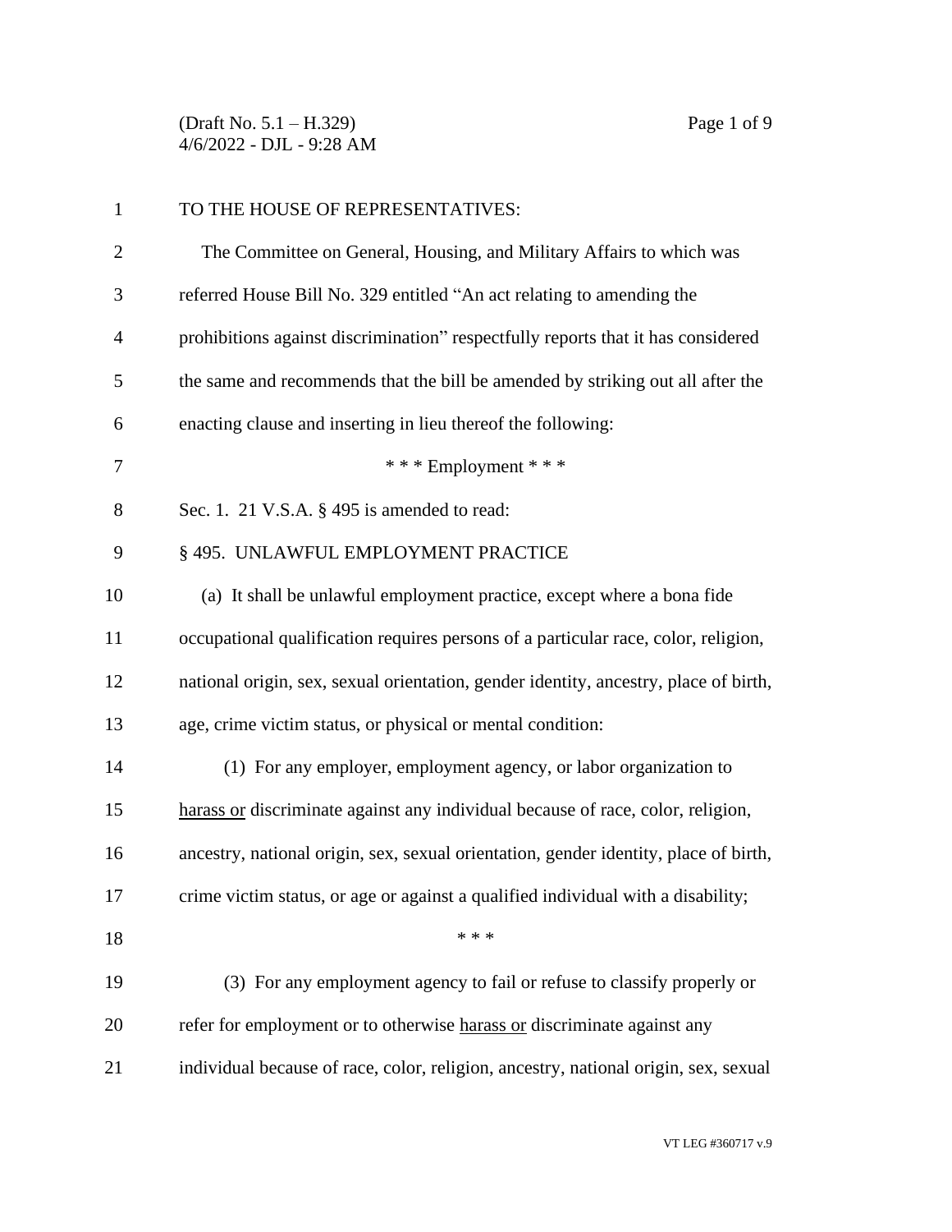TO THE HOUSE OF REPRESENTATIVES:

The Committee on General, Housing, and Military Affairs to which was referred House Bill No. 329 entitled "An act relating to amending the prohibitions against discrimination" respectfully reports that it has considered the same and recommends that the bill be amended by striking out all after the enacting clause and inserting in lieu thereof the following:

\* \* \* Employment \* \* \*

Sec. 1. 21 V.S.A. § 495 is amended to read:

§ 495. UNLAWFUL EMPLOYMENT PRACTICE

(a) It shall be unlawful employment practice, except where a bona fide occupational qualification requires persons of a particular race, color, religion, national origin, sex, sexual orientation, gender identity, ancestry, place of birth, age, crime victim status, or physical or mental condition:

(1) For any employer, employment agency, or labor organization to <u>harass or</u> discriminate against any individual because of race, color, religion, ancestry, national origin, sex, sexual orientation, gender identity, place of birth, crime victim status, or age or against a qualified individual with a disability;

\* \* \*

(3) For any employment agency to fail or refuse to classify properly or refer for employment or to otherwise <u>harass or</u> discriminate against any individual because of race, color, religion, ancestry, national origin, sex, sexual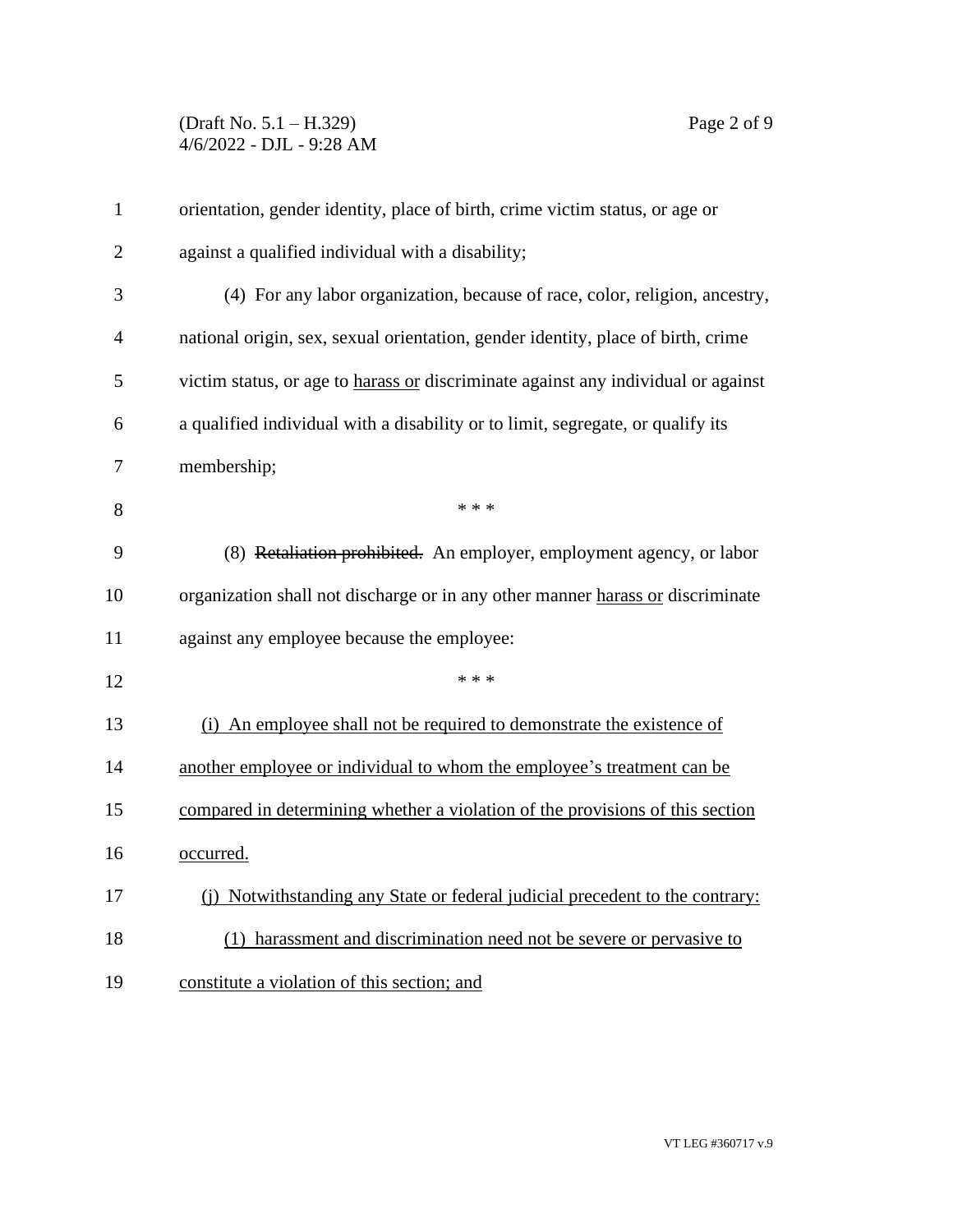orientation, gender identity, place of birth, crime victim status, or age or against a qualified individual with a disability;

(4) For any labor organization, because of race, color, religion, ancestry, national origin, sex, sexual orientation, gender identity, place of birth, crime victim status, or age to <u>harass or</u> discriminate against any individual or against a qualified individual with a disability or to limit, segregate, or qualify its membership;

\* \* \*

(8) ~~Retaliation prohibited.~~ An employer, employment agency, or labor organization shall not discharge or in any other manner <u>harass or</u> discriminate against any employee because the employee:

\* \* \*

<u>(i) An employee shall not be required to demonstrate the existence of another employee or individual to whom the employee's treatment can be compared in determining whether a violation of the provisions of this section occurred.</u>

<u>(j) Notwithstanding any State or federal judicial precedent to the contrary:</u>

<u>(1) harassment and discrimination need not be severe or pervasive to constitute a violation of this section; and</u>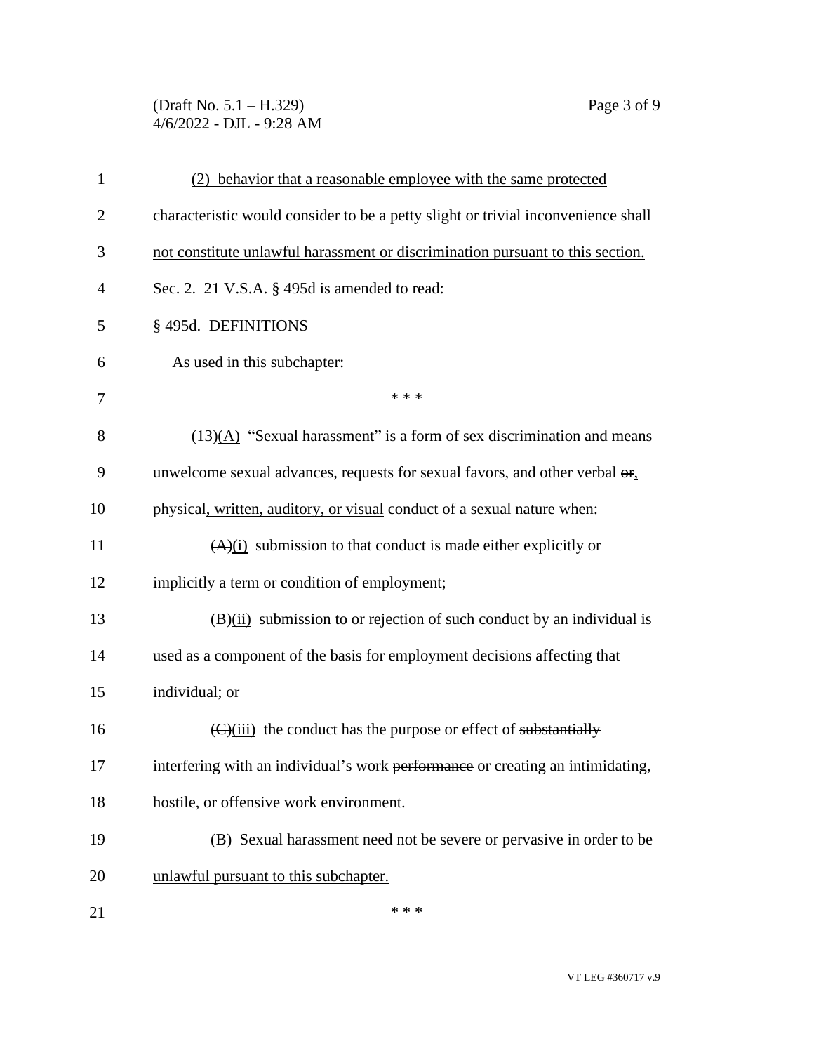<u>(2) behavior that a reasonable employee with the same protected characteristic would consider to be a petty slight or trivial inconvenience shall not constitute unlawful harassment or discrimination pursuant to this section.</u>

Sec. 2. 21 V.S.A. § 495d is amended to read:

§ 495d. DEFINITIONS

As used in this subchapter:

\* \* \*

(13)<u>(A)</u> "Sexual harassment" is a form of sex discrimination and means unwelcome sexual advances, requests for sexual favors, and other verbal ~~or~~<u>,</u> physical<u>, written, auditory, or visual</u> conduct of a sexual nature when:

~~(A)~~<u>(i)</u> submission to that conduct is made either explicitly or implicitly a term or condition of employment;

~~(B)~~<u>(ii)</u> submission to or rejection of such conduct by an individual is used as a component of the basis for employment decisions affecting that individual; or

~~(C)~~<u>(iii)</u> the conduct has the purpose or effect of ~~substantially~~ interfering with an individual's work ~~performance~~ or creating an intimidating, hostile, or offensive work environment.

<u>(B) Sexual harassment need not be severe or pervasive in order to be unlawful pursuant to this subchapter.</u>

\* \* \*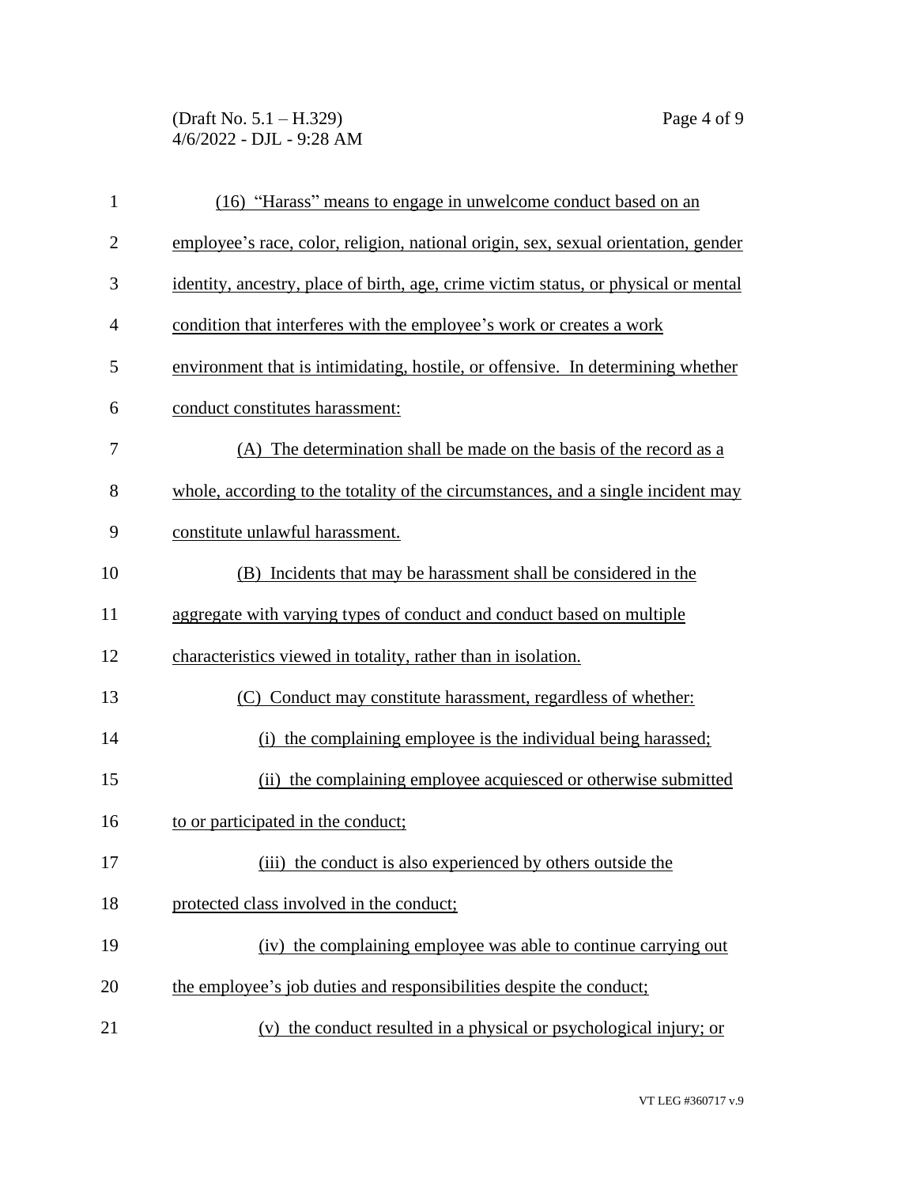(16) "Harass" means to engage in unwelcome conduct based on an employee's race, color, religion, national origin, sex, sexual orientation, gender identity, ancestry, place of birth, age, crime victim status, or physical or mental condition that interferes with the employee's work or creates a work environment that is intimidating, hostile, or offensive. In determining whether conduct constitutes harassment:

(A) The determination shall be made on the basis of the record as a whole, according to the totality of the circumstances, and a single incident may constitute unlawful harassment.

(B) Incidents that may be harassment shall be considered in the aggregate with varying types of conduct and conduct based on multiple characteristics viewed in totality, rather than in isolation.

(C) Conduct may constitute harassment, regardless of whether:

(i) the complaining employee is the individual being harassed;

(ii) the complaining employee acquiesced or otherwise submitted to or participated in the conduct;

(iii) the conduct is also experienced by others outside the protected class involved in the conduct;

(iv) the complaining employee was able to continue carrying out the employee's job duties and responsibilities despite the conduct;

(v) the conduct resulted in a physical or psychological injury; or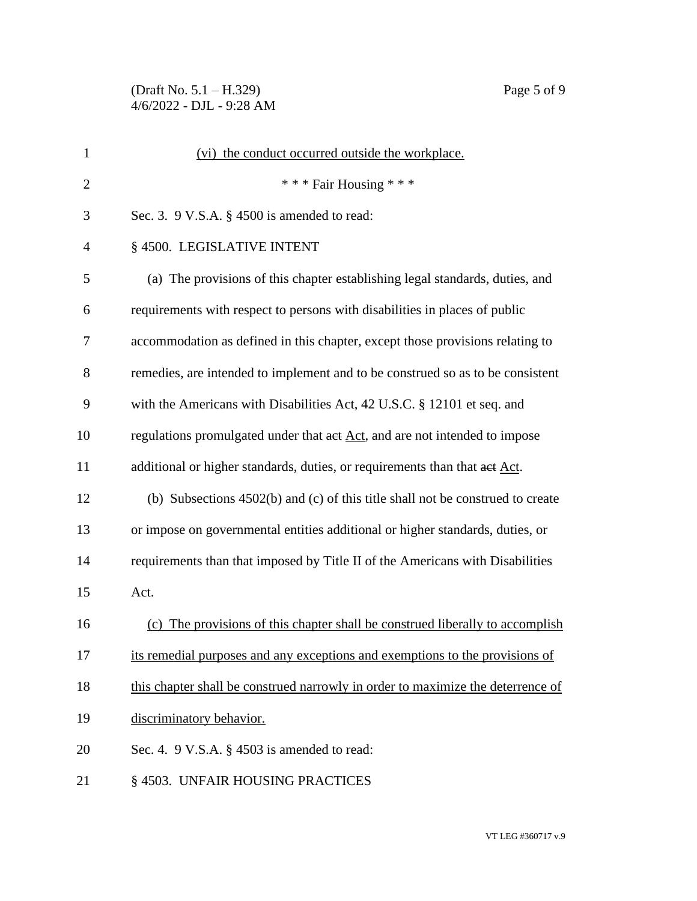(vi) the conduct occurred outside the workplace.

\* \* \* Fair Housing \* \* \*

Sec. 3. 9 V.S.A. § 4500 is amended to read:

§ 4500. LEGISLATIVE INTENT

(a) The provisions of this chapter establishing legal standards, duties, and requirements with respect to persons with disabilities in places of public accommodation as defined in this chapter, except those provisions relating to remedies, are intended to implement and to be construed so as to be consistent with the Americans with Disabilities Act, 42 U.S.C. § 12101 et seq. and regulations promulgated under that ~~act~~ Act, and are not intended to impose additional or higher standards, duties, or requirements than that ~~act~~ Act.

(b) Subsections 4502(b) and (c) of this title shall not be construed to create or impose on governmental entities additional or higher standards, duties, or requirements than that imposed by Title II of the Americans with Disabilities Act.

(c) The provisions of this chapter shall be construed liberally to accomplish its remedial purposes and any exceptions and exemptions to the provisions of this chapter shall be construed narrowly in order to maximize the deterrence of discriminatory behavior.

Sec. 4. 9 V.S.A. § 4503 is amended to read:

§ 4503. UNFAIR HOUSING PRACTICES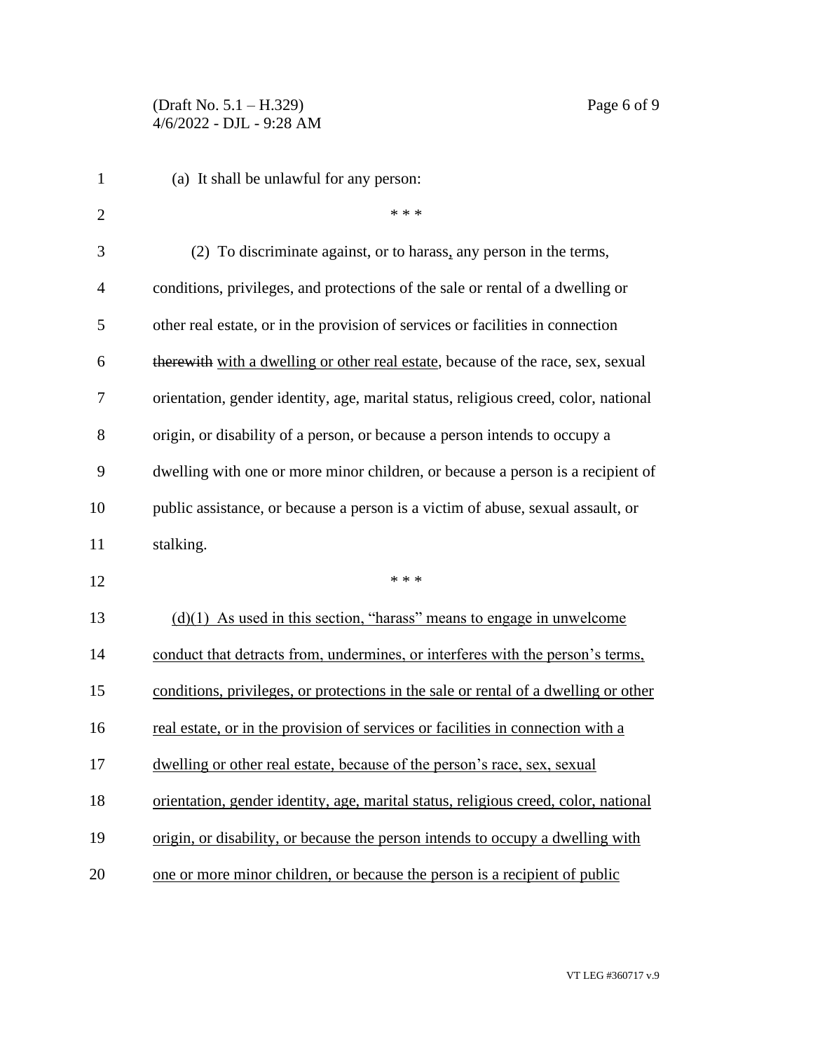(a) It shall be unlawful for any person:

\* \* \*

(2) To discriminate against, or to harass, any person in the terms, conditions, privileges, and protections of the sale or rental of a dwelling or other real estate, or in the provision of services or facilities in connection ~~therewith~~ with a dwelling or other real estate, because of the race, sex, sexual orientation, gender identity, age, marital status, religious creed, color, national origin, or disability of a person, or because a person intends to occupy a dwelling with one or more minor children, or because a person is a recipient of public assistance, or because a person is a victim of abuse, sexual assault, or stalking.

\* \* \*

(d)(1) As used in this section, "harass" means to engage in unwelcome conduct that detracts from, undermines, or interferes with the person's terms, conditions, privileges, or protections in the sale or rental of a dwelling or other real estate, or in the provision of services or facilities in connection with a dwelling or other real estate, because of the person's race, sex, sexual orientation, gender identity, age, marital status, religious creed, color, national origin, or disability, or because the person intends to occupy a dwelling with one or more minor children, or because the person is a recipient of public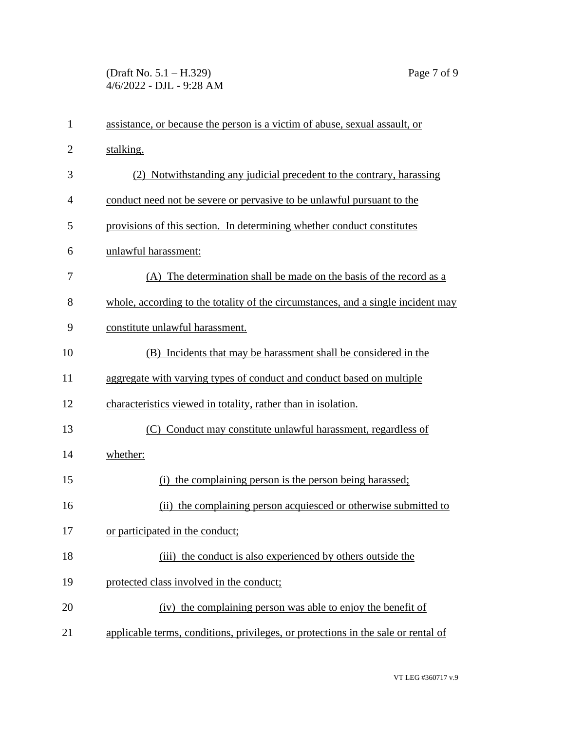assistance, or because the person is a victim of abuse, sexual assault, or stalking.

(2) Notwithstanding any judicial precedent to the contrary, harassing conduct need not be severe or pervasive to be unlawful pursuant to the provisions of this section. In determining whether conduct constitutes unlawful harassment:

(A) The determination shall be made on the basis of the record as a whole, according to the totality of the circumstances, and a single incident may constitute unlawful harassment.

(B) Incidents that may be harassment shall be considered in the aggregate with varying types of conduct and conduct based on multiple characteristics viewed in totality, rather than in isolation.

(C) Conduct may constitute unlawful harassment, regardless of whether:

(i) the complaining person is the person being harassed;

(ii) the complaining person acquiesced or otherwise submitted to or participated in the conduct;

(iii) the conduct is also experienced by others outside the protected class involved in the conduct;

(iv) the complaining person was able to enjoy the benefit of applicable terms, conditions, privileges, or protections in the sale or rental of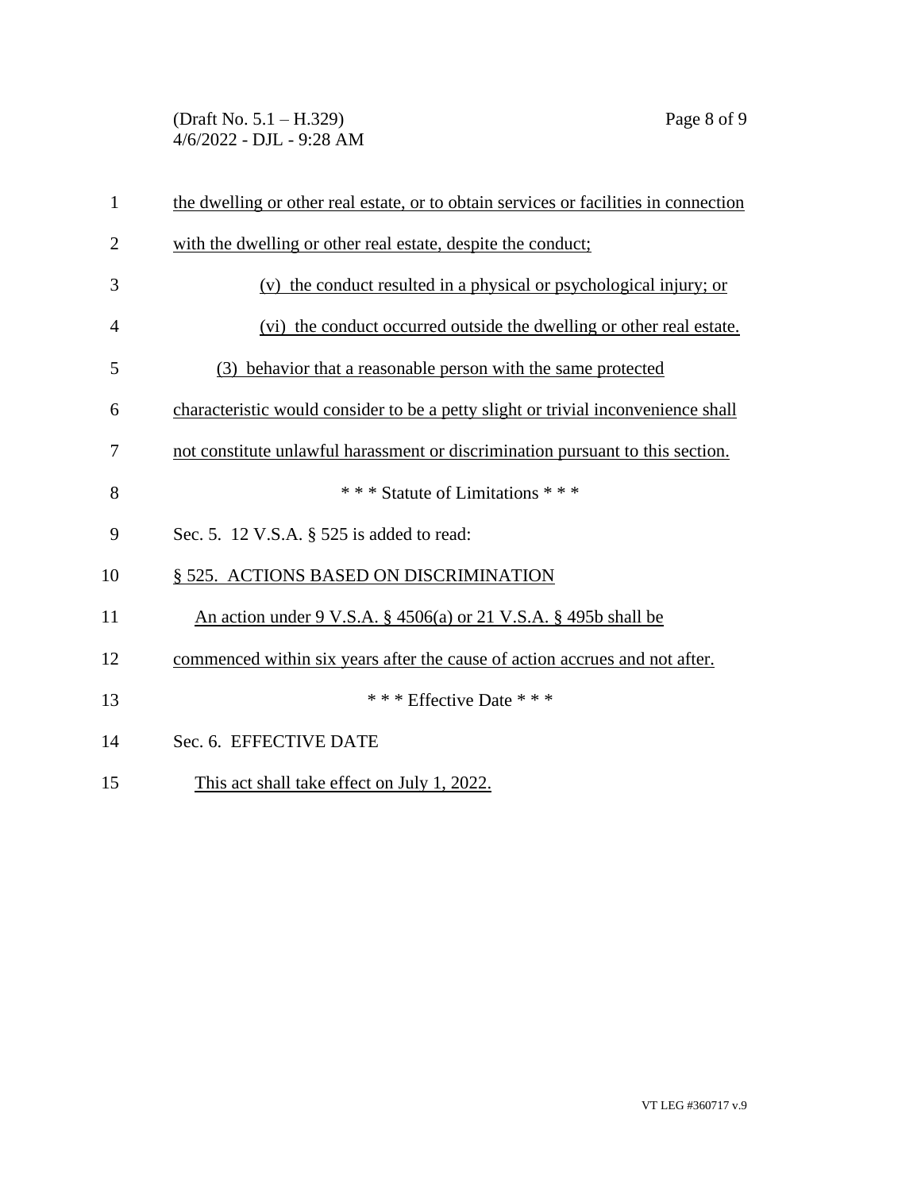the dwelling or other real estate, or to obtain services or facilities in connection with the dwelling or other real estate, despite the conduct;

(v) the conduct resulted in a physical or psychological injury; or

(vi) the conduct occurred outside the dwelling or other real estate.

(3) behavior that a reasonable person with the same protected characteristic would consider to be a petty slight or trivial inconvenience shall not constitute unlawful harassment or discrimination pursuant to this section.

*** Statute of Limitations ***

Sec. 5. 12 V.S.A. § 525 is added to read:

§ 525. ACTIONS BASED ON DISCRIMINATION

An action under 9 V.S.A. § 4506(a) or 21 V.S.A. § 495b shall be commenced within six years after the cause of action accrues and not after.

*** Effective Date ***

Sec. 6. EFFECTIVE DATE

This act shall take effect on July 1, 2022.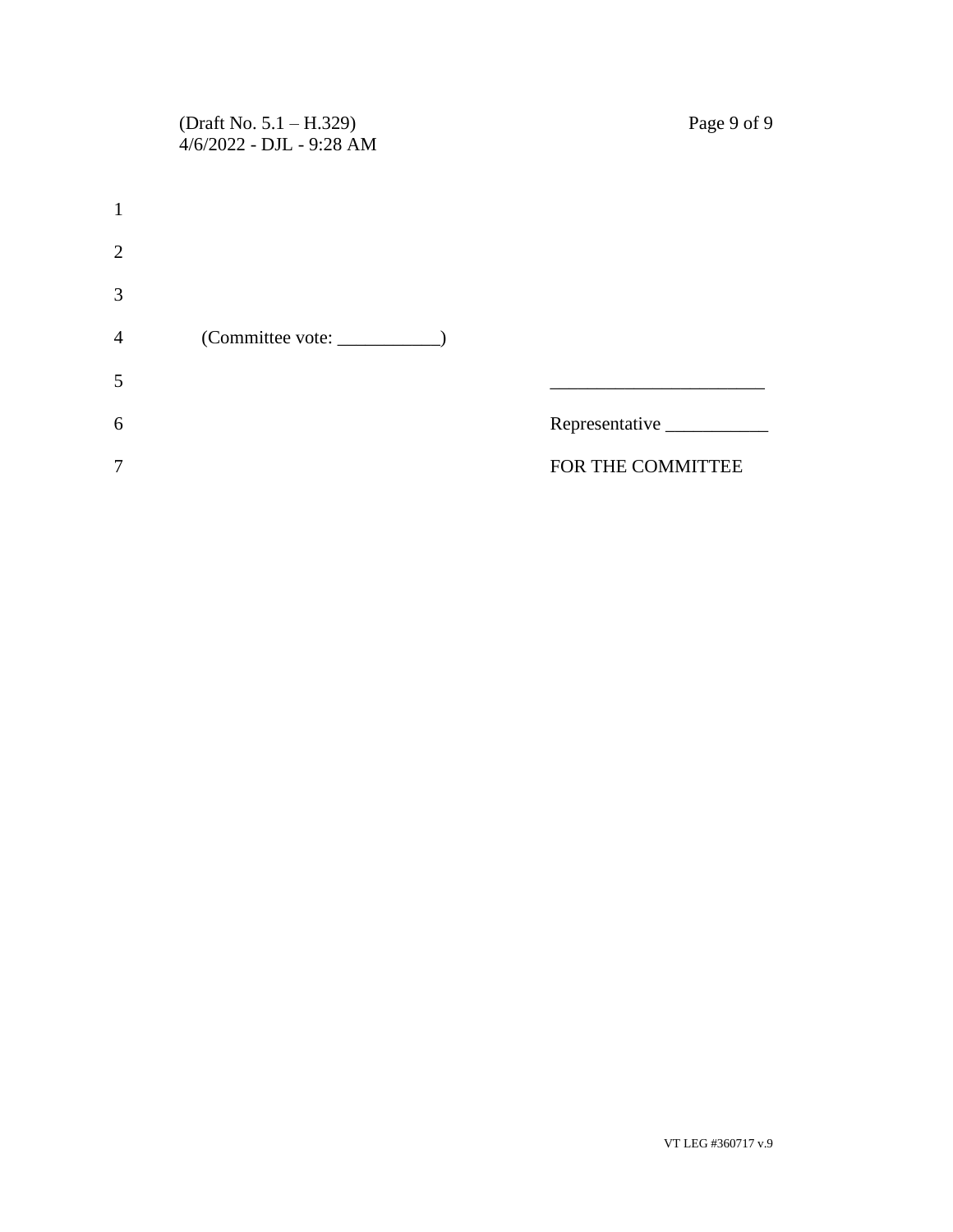(Committee vote: ___________)

_______________________

Representative ___________

FOR THE COMMITTEE